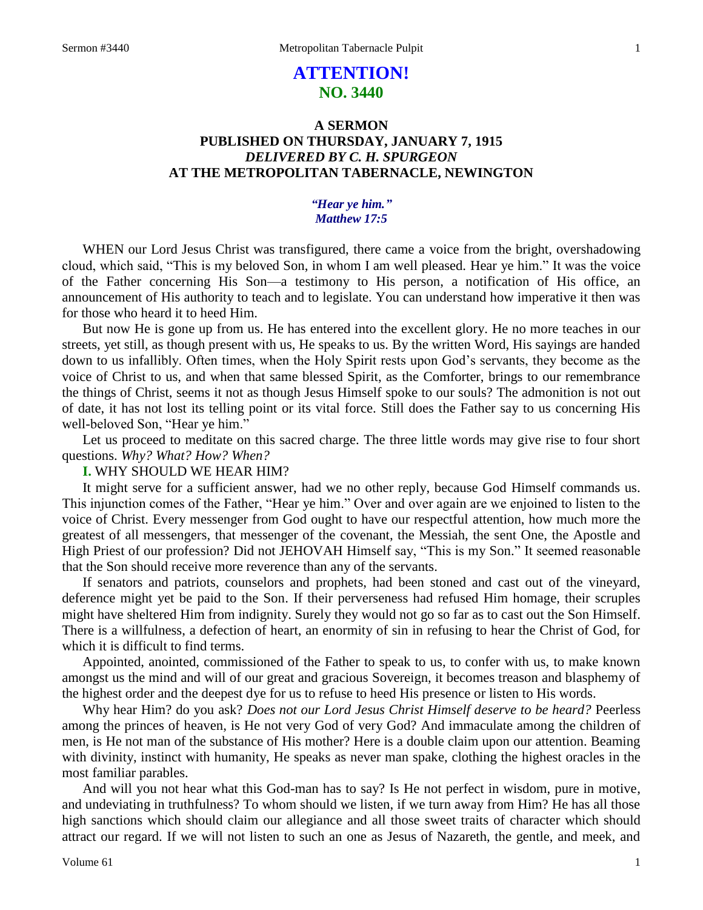# ATTENTION!
## NO. 3440

### A SERMON
### PUBLISHED ON THURSDAY, JANUARY 7, 1915
### *DELIVERED BY C. H. SPURGEON*
### AT THE METROPOLITAN TABERNACLE, NEWINGTON

*"Hear ye him."*
*Matthew 17:5*

WHEN our Lord Jesus Christ was transfigured, there came a voice from the bright, overshadowing cloud, which said, "This is my beloved Son, in whom I am well pleased. Hear ye him." It was the voice of the Father concerning His Son—a testimony to His person, a notification of His office, an announcement of His authority to teach and to legislate. You can understand how imperative it then was for those who heard it to heed Him.

But now He is gone up from us. He has entered into the excellent glory. He no more teaches in our streets, yet still, as though present with us, He speaks to us. By the written Word, His sayings are handed down to us infallibly. Often times, when the Holy Spirit rests upon God's servants, they become as the voice of Christ to us, and when that same blessed Spirit, as the Comforter, brings to our remembrance the things of Christ, seems it not as though Jesus Himself spoke to our souls? The admonition is not out of date, it has not lost its telling point or its vital force. Still does the Father say to us concerning His well-beloved Son, "Hear ye him."

Let us proceed to meditate on this sacred charge. The three little words may give rise to four short questions. *Why? What? How? When?*

**I.** WHY SHOULD WE HEAR HIM?

It might serve for a sufficient answer, had we no other reply, because God Himself commands us. This injunction comes of the Father, "Hear ye him." Over and over again are we enjoined to listen to the voice of Christ. Every messenger from God ought to have our respectful attention, how much more the greatest of all messengers, that messenger of the covenant, the Messiah, the sent One, the Apostle and High Priest of our profession? Did not JEHOVAH Himself say, "This is my Son." It seemed reasonable that the Son should receive more reverence than any of the servants.

If senators and patriots, counselors and prophets, had been stoned and cast out of the vineyard, deference might yet be paid to the Son. If their perverseness had refused Him homage, their scruples might have sheltered Him from indignity. Surely they would not go so far as to cast out the Son Himself. There is a willfulness, a defection of heart, an enormity of sin in refusing to hear the Christ of God, for which it is difficult to find terms.

Appointed, anointed, commissioned of the Father to speak to us, to confer with us, to make known amongst us the mind and will of our great and gracious Sovereign, it becomes treason and blasphemy of the highest order and the deepest dye for us to refuse to heed His presence or listen to His words.

Why hear Him? do you ask? *Does not our Lord Jesus Christ Himself deserve to be heard?* Peerless among the princes of heaven, is He not very God of very God? And immaculate among the children of men, is He not man of the substance of His mother? Here is a double claim upon our attention. Beaming with divinity, instinct with humanity, He speaks as never man spake, clothing the highest oracles in the most familiar parables.

And will you not hear what this God-man has to say? Is He not perfect in wisdom, pure in motive, and undeviating in truthfulness? To whom should we listen, if we turn away from Him? He has all those high sanctions which should claim our allegiance and all those sweet traits of character which should attract our regard. If we will not listen to such an one as Jesus of Nazareth, the gentle, and meek, and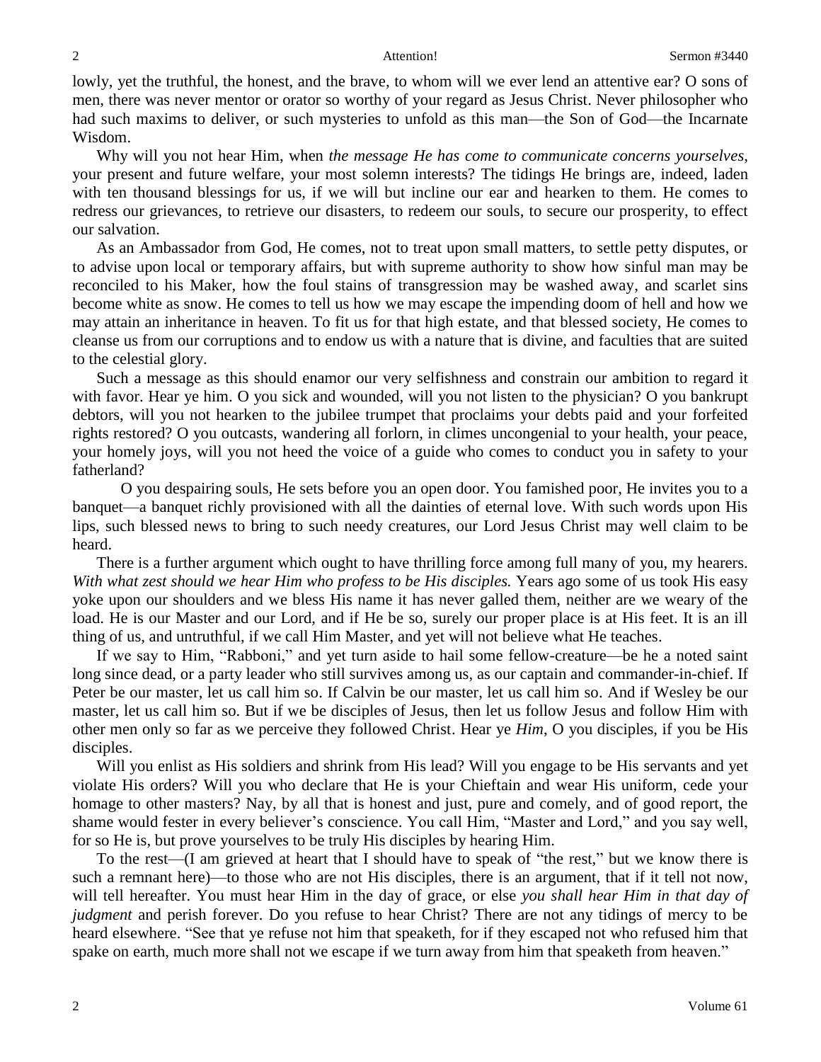lowly, yet the truthful, the honest, and the brave, to whom will we ever lend an attentive ear? O sons of men, there was never mentor or orator so worthy of your regard as Jesus Christ. Never philosopher who had such maxims to deliver, or such mysteries to unfold as this man—the Son of God—the Incarnate Wisdom.

Why will you not hear Him, when *the message He has come to communicate concerns yourselves*, your present and future welfare, your most solemn interests? The tidings He brings are, indeed, laden with ten thousand blessings for us, if we will but incline our ear and hearken to them. He comes to redress our grievances, to retrieve our disasters, to redeem our souls, to secure our prosperity, to effect our salvation.

As an Ambassador from God, He comes, not to treat upon small matters, to settle petty disputes, or to advise upon local or temporary affairs, but with supreme authority to show how sinful man may be reconciled to his Maker, how the foul stains of transgression may be washed away, and scarlet sins become white as snow. He comes to tell us how we may escape the impending doom of hell and how we may attain an inheritance in heaven. To fit us for that high estate, and that blessed society, He comes to cleanse us from our corruptions and to endow us with a nature that is divine, and faculties that are suited to the celestial glory.

Such a message as this should enamor our very selfishness and constrain our ambition to regard it with favor. Hear ye him. O you sick and wounded, will you not listen to the physician? O you bankrupt debtors, will you not hearken to the jubilee trumpet that proclaims your debts paid and your forfeited rights restored? O you outcasts, wandering all forlorn, in climes uncongenial to your health, your peace, your homely joys, will you not heed the voice of a guide who comes to conduct you in safety to your fatherland?

O you despairing souls, He sets before you an open door. You famished poor, He invites you to a banquet—a banquet richly provisioned with all the dainties of eternal love. With such words upon His lips, such blessed news to bring to such needy creatures, our Lord Jesus Christ may well claim to be heard.

There is a further argument which ought to have thrilling force among full many of you, my hearers. *With what zest should we hear Him who profess to be His disciples.* Years ago some of us took His easy yoke upon our shoulders and we bless His name it has never galled them, neither are we weary of the load. He is our Master and our Lord, and if He be so, surely our proper place is at His feet. It is an ill thing of us, and untruthful, if we call Him Master, and yet will not believe what He teaches.

If we say to Him, "Rabboni," and yet turn aside to hail some fellow-creature—be he a noted saint long since dead, or a party leader who still survives among us, as our captain and commander-in-chief. If Peter be our master, let us call him so. If Calvin be our master, let us call him so. And if Wesley be our master, let us call him so. But if we be disciples of Jesus, then let us follow Jesus and follow Him with other men only so far as we perceive they followed Christ. Hear ye *Him*, O you disciples, if you be His disciples.

Will you enlist as His soldiers and shrink from His lead? Will you engage to be His servants and yet violate His orders? Will you who declare that He is your Chieftain and wear His uniform, cede your homage to other masters? Nay, by all that is honest and just, pure and comely, and of good report, the shame would fester in every believer's conscience. You call Him, "Master and Lord," and you say well, for so He is, but prove yourselves to be truly His disciples by hearing Him.

To the rest—(I am grieved at heart that I should have to speak of "the rest," but we know there is such a remnant here)—to those who are not His disciples, there is an argument, that if it tell not now, will tell hereafter. You must hear Him in the day of grace, or else *you shall hear Him in that day of judgment* and perish forever. Do you refuse to hear Christ? There are not any tidings of mercy to be heard elsewhere. "See that ye refuse not him that speaketh, for if they escaped not who refused him that spake on earth, much more shall not we escape if we turn away from him that speaketh from heaven."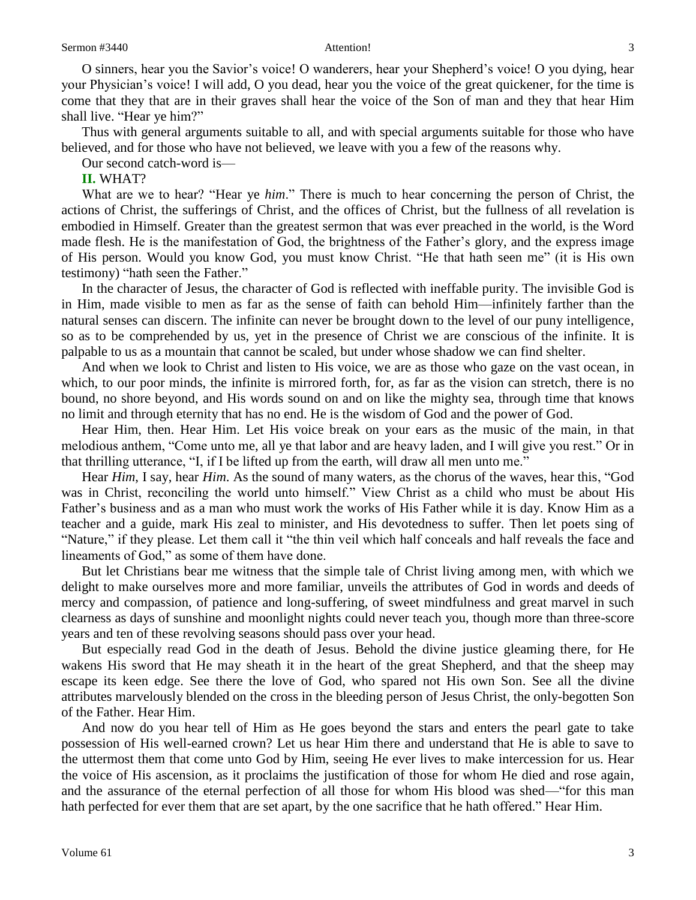O sinners, hear you the Savior's voice! O wanderers, hear your Shepherd's voice! O you dying, hear your Physician's voice! I will add, O you dead, hear you the voice of the great quickener, for the time is come that they that are in their graves shall hear the voice of the Son of man and they that hear Him shall live. "Hear ye him?"

Thus with general arguments suitable to all, and with special arguments suitable for those who have believed, and for those who have not believed, we leave with you a few of the reasons why.

Our second catch-word is—

**II.** WHAT?

What are we to hear? "Hear ye *him*." There is much to hear concerning the person of Christ, the actions of Christ, the sufferings of Christ, and the offices of Christ, but the fullness of all revelation is embodied in Himself. Greater than the greatest sermon that was ever preached in the world, is the Word made flesh. He is the manifestation of God, the brightness of the Father's glory, and the express image of His person. Would you know God, you must know Christ. "He that hath seen me" (it is His own testimony) "hath seen the Father."

In the character of Jesus, the character of God is reflected with ineffable purity. The invisible God is in Him, made visible to men as far as the sense of faith can behold Him—infinitely farther than the natural senses can discern. The infinite can never be brought down to the level of our puny intelligence, so as to be comprehended by us, yet in the presence of Christ we are conscious of the infinite. It is palpable to us as a mountain that cannot be scaled, but under whose shadow we can find shelter.

And when we look to Christ and listen to His voice, we are as those who gaze on the vast ocean, in which, to our poor minds, the infinite is mirrored forth, for, as far as the vision can stretch, there is no bound, no shore beyond, and His words sound on and on like the mighty sea, through time that knows no limit and through eternity that has no end. He is the wisdom of God and the power of God.

Hear Him, then. Hear Him. Let His voice break on your ears as the music of the main, in that melodious anthem, "Come unto me, all ye that labor and are heavy laden, and I will give you rest." Or in that thrilling utterance, "I, if I be lifted up from the earth, will draw all men unto me."

Hear *Him*, I say, hear *Him*. As the sound of many waters, as the chorus of the waves, hear this, "God was in Christ, reconciling the world unto himself." View Christ as a child who must be about His Father's business and as a man who must work the works of His Father while it is day. Know Him as a teacher and a guide, mark His zeal to minister, and His devotedness to suffer. Then let poets sing of "Nature," if they please. Let them call it "the thin veil which half conceals and half reveals the face and lineaments of God," as some of them have done.

But let Christians bear me witness that the simple tale of Christ living among men, with which we delight to make ourselves more and more familiar, unveils the attributes of God in words and deeds of mercy and compassion, of patience and long-suffering, of sweet mindfulness and great marvel in such clearness as days of sunshine and moonlight nights could never teach you, though more than three-score years and ten of these revolving seasons should pass over your head.

But especially read God in the death of Jesus. Behold the divine justice gleaming there, for He wakens His sword that He may sheath it in the heart of the great Shepherd, and that the sheep may escape its keen edge. See there the love of God, who spared not His own Son. See all the divine attributes marvelously blended on the cross in the bleeding person of Jesus Christ, the only-begotten Son of the Father. Hear Him.

And now do you hear tell of Him as He goes beyond the stars and enters the pearl gate to take possession of His well-earned crown? Let us hear Him there and understand that He is able to save to the uttermost them that come unto God by Him, seeing He ever lives to make intercession for us. Hear the voice of His ascension, as it proclaims the justification of those for whom He died and rose again, and the assurance of the eternal perfection of all those for whom His blood was shed—"for this man hath perfected for ever them that are set apart, by the one sacrifice that he hath offered." Hear Him.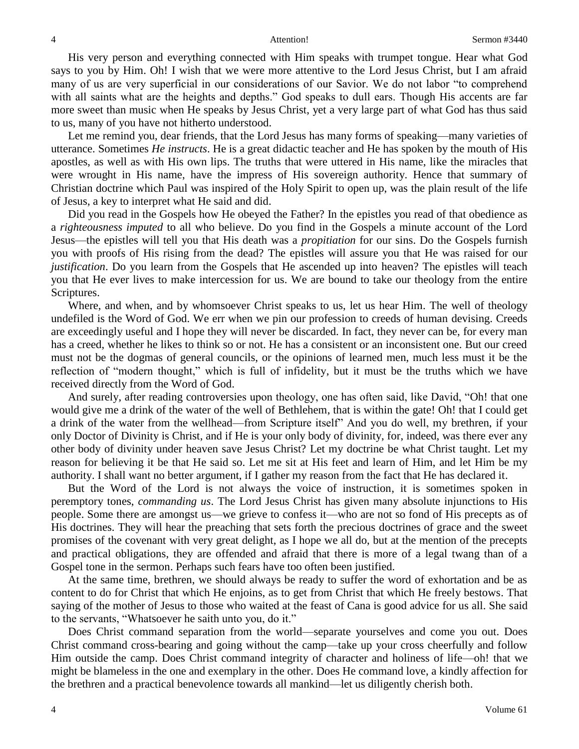His very person and everything connected with Him speaks with trumpet tongue. Hear what God says to you by Him. Oh! I wish that we were more attentive to the Lord Jesus Christ, but I am afraid many of us are very superficial in our considerations of our Savior. We do not labor "to comprehend with all saints what are the heights and depths." God speaks to dull ears. Though His accents are far more sweet than music when He speaks by Jesus Christ, yet a very large part of what God has thus said to us, many of you have not hitherto understood.

Let me remind you, dear friends, that the Lord Jesus has many forms of speaking—many varieties of utterance. Sometimes *He instructs*. He is a great didactic teacher and He has spoken by the mouth of His apostles, as well as with His own lips. The truths that were uttered in His name, like the miracles that were wrought in His name, have the impress of His sovereign authority. Hence that summary of Christian doctrine which Paul was inspired of the Holy Spirit to open up, was the plain result of the life of Jesus, a key to interpret what He said and did.

Did you read in the Gospels how He obeyed the Father? In the epistles you read of that obedience as a *righteousness imputed* to all who believe. Do you find in the Gospels a minute account of the Lord Jesus—the epistles will tell you that His death was a *propitiation* for our sins. Do the Gospels furnish you with proofs of His rising from the dead? The epistles will assure you that He was raised for our *justification*. Do you learn from the Gospels that He ascended up into heaven? The epistles will teach you that He ever lives to make intercession for us. We are bound to take our theology from the entire Scriptures.

Where, and when, and by whomsoever Christ speaks to us, let us hear Him. The well of theology undefiled is the Word of God. We err when we pin our profession to creeds of human devising. Creeds are exceedingly useful and I hope they will never be discarded. In fact, they never can be, for every man has a creed, whether he likes to think so or not. He has a consistent or an inconsistent one. But our creed must not be the dogmas of general councils, or the opinions of learned men, much less must it be the reflection of "modern thought," which is full of infidelity, but it must be the truths which we have received directly from the Word of God.

And surely, after reading controversies upon theology, one has often said, like David, "Oh! that one would give me a drink of the water of the well of Bethlehem, that is within the gate! Oh! that I could get a drink of the water from the wellhead—from Scripture itself" And you do well, my brethren, if your only Doctor of Divinity is Christ, and if He is your only body of divinity, for, indeed, was there ever any other body of divinity under heaven save Jesus Christ? Let my doctrine be what Christ taught. Let my reason for believing it be that He said so. Let me sit at His feet and learn of Him, and let Him be my authority. I shall want no better argument, if I gather my reason from the fact that He has declared it.

But the Word of the Lord is not always the voice of instruction, it is sometimes spoken in peremptory tones, *commanding us*. The Lord Jesus Christ has given many absolute injunctions to His people. Some there are amongst us—we grieve to confess it—who are not so fond of His precepts as of His doctrines. They will hear the preaching that sets forth the precious doctrines of grace and the sweet promises of the covenant with very great delight, as I hope we all do, but at the mention of the precepts and practical obligations, they are offended and afraid that there is more of a legal twang than of a Gospel tone in the sermon. Perhaps such fears have too often been justified.

At the same time, brethren, we should always be ready to suffer the word of exhortation and be as content to do for Christ that which He enjoins, as to get from Christ that which He freely bestows. That saying of the mother of Jesus to those who waited at the feast of Cana is good advice for us all. She said to the servants, "Whatsoever he saith unto you, do it."

Does Christ command separation from the world—separate yourselves and come you out. Does Christ command cross-bearing and going without the camp—take up your cross cheerfully and follow Him outside the camp. Does Christ command integrity of character and holiness of life—oh! that we might be blameless in the one and exemplary in the other. Does He command love, a kindly affection for the brethren and a practical benevolence towards all mankind—let us diligently cherish both.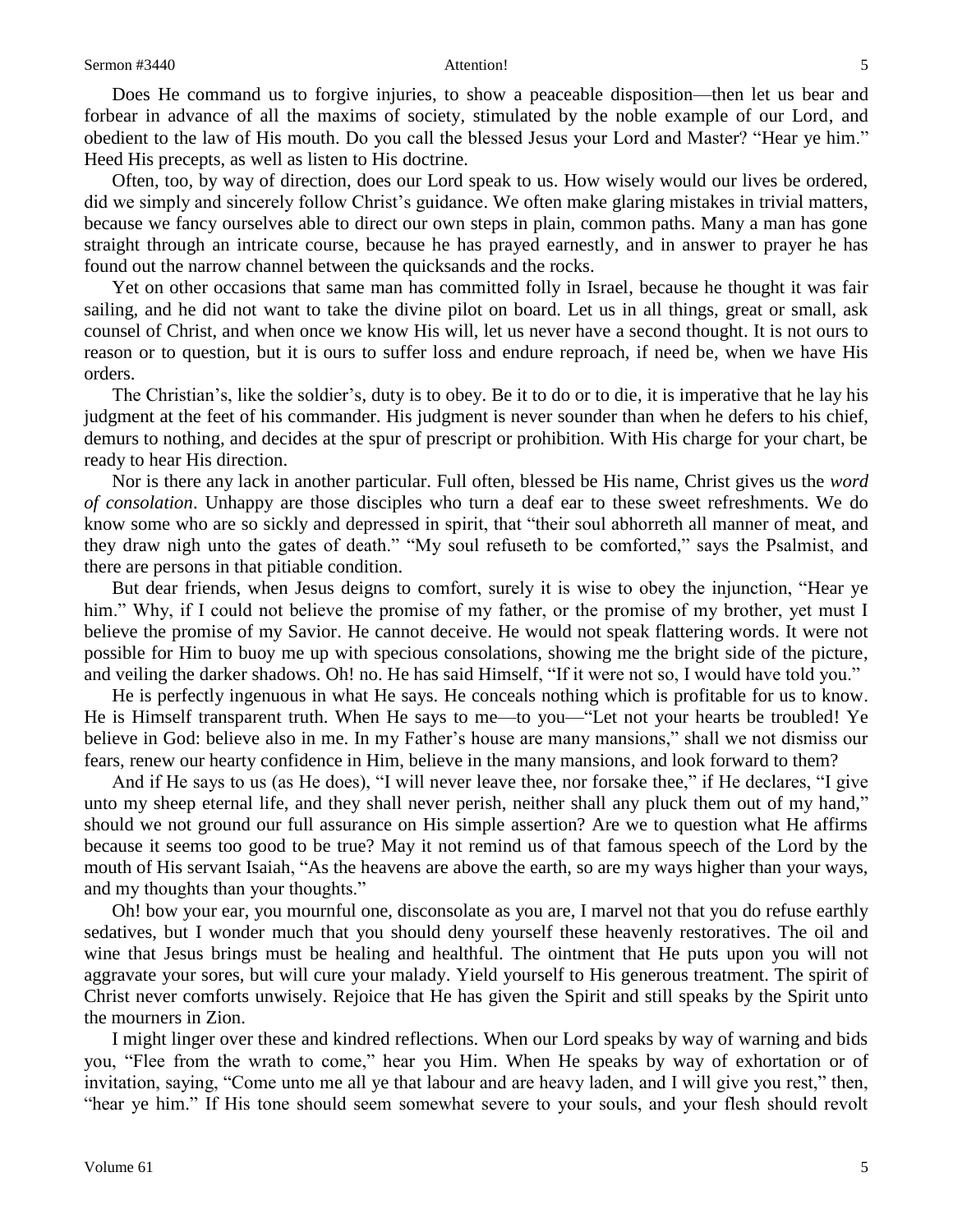Does He command us to forgive injuries, to show a peaceable disposition—then let us bear and forbear in advance of all the maxims of society, stimulated by the noble example of our Lord, and obedient to the law of His mouth. Do you call the blessed Jesus your Lord and Master? "Hear ye him." Heed His precepts, as well as listen to His doctrine.

Often, too, by way of direction, does our Lord speak to us. How wisely would our lives be ordered, did we simply and sincerely follow Christ's guidance. We often make glaring mistakes in trivial matters, because we fancy ourselves able to direct our own steps in plain, common paths. Many a man has gone straight through an intricate course, because he has prayed earnestly, and in answer to prayer he has found out the narrow channel between the quicksands and the rocks.

Yet on other occasions that same man has committed folly in Israel, because he thought it was fair sailing, and he did not want to take the divine pilot on board. Let us in all things, great or small, ask counsel of Christ, and when once we know His will, let us never have a second thought. It is not ours to reason or to question, but it is ours to suffer loss and endure reproach, if need be, when we have His orders.

The Christian's, like the soldier's, duty is to obey. Be it to do or to die, it is imperative that he lay his judgment at the feet of his commander. His judgment is never sounder than when he defers to his chief, demurs to nothing, and decides at the spur of prescript or prohibition. With His charge for your chart, be ready to hear His direction.

Nor is there any lack in another particular. Full often, blessed be His name, Christ gives us the *word of consolation*. Unhappy are those disciples who turn a deaf ear to these sweet refreshments. We do know some who are so sickly and depressed in spirit, that "their soul abhorreth all manner of meat, and they draw nigh unto the gates of death." "My soul refuseth to be comforted," says the Psalmist, and there are persons in that pitiable condition.

But dear friends, when Jesus deigns to comfort, surely it is wise to obey the injunction, "Hear ye him." Why, if I could not believe the promise of my father, or the promise of my brother, yet must I believe the promise of my Savior. He cannot deceive. He would not speak flattering words. It were not possible for Him to buoy me up with specious consolations, showing me the bright side of the picture, and veiling the darker shadows. Oh! no. He has said Himself, "If it were not so, I would have told you."

He is perfectly ingenuous in what He says. He conceals nothing which is profitable for us to know. He is Himself transparent truth. When He says to me—to you—"Let not your hearts be troubled! Ye believe in God: believe also in me. In my Father's house are many mansions," shall we not dismiss our fears, renew our hearty confidence in Him, believe in the many mansions, and look forward to them?

And if He says to us (as He does), "I will never leave thee, nor forsake thee," if He declares, "I give unto my sheep eternal life, and they shall never perish, neither shall any pluck them out of my hand," should we not ground our full assurance on His simple assertion? Are we to question what He affirms because it seems too good to be true? May it not remind us of that famous speech of the Lord by the mouth of His servant Isaiah, "As the heavens are above the earth, so are my ways higher than your ways, and my thoughts than your thoughts."

Oh! bow your ear, you mournful one, disconsolate as you are, I marvel not that you do refuse earthly sedatives, but I wonder much that you should deny yourself these heavenly restoratives. The oil and wine that Jesus brings must be healing and healthful. The ointment that He puts upon you will not aggravate your sores, but will cure your malady. Yield yourself to His generous treatment. The spirit of Christ never comforts unwisely. Rejoice that He has given the Spirit and still speaks by the Spirit unto the mourners in Zion.

I might linger over these and kindred reflections. When our Lord speaks by way of warning and bids you, "Flee from the wrath to come," hear you Him. When He speaks by way of exhortation or of invitation, saying, "Come unto me all ye that labour and are heavy laden, and I will give you rest," then, "hear ye him." If His tone should seem somewhat severe to your souls, and your flesh should revolt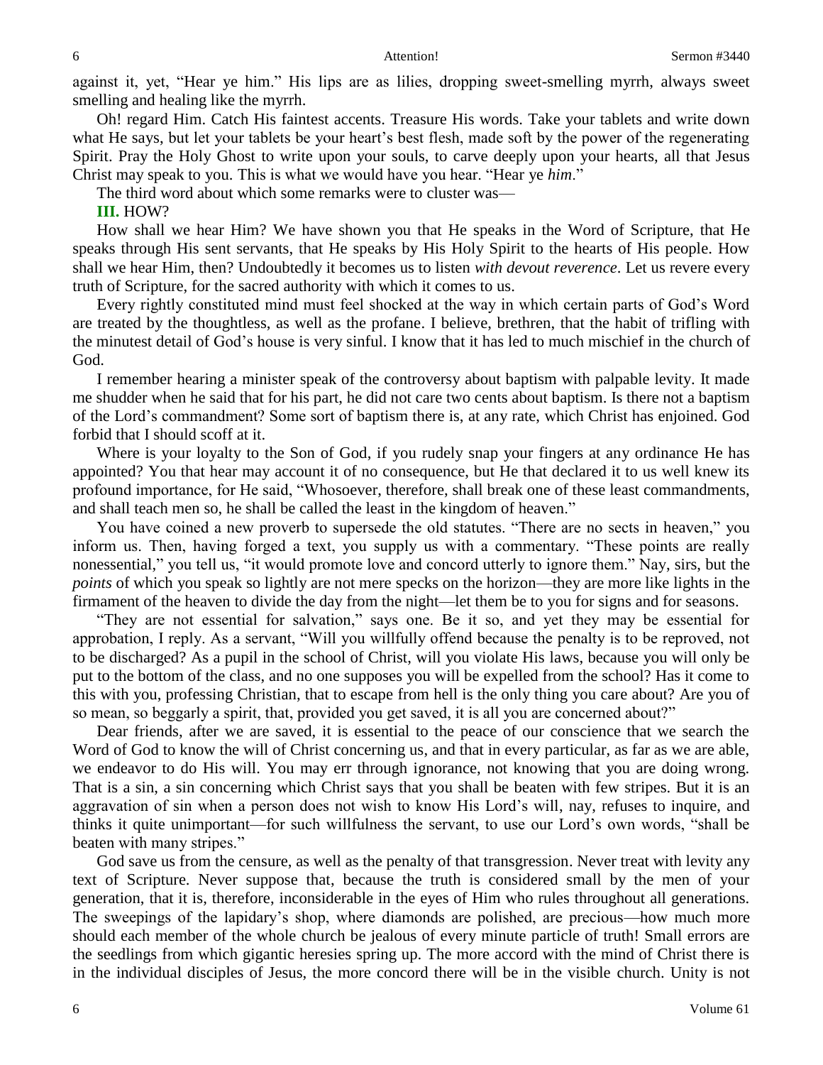against it, yet, "Hear ye him." His lips are as lilies, dropping sweet-smelling myrrh, always sweet smelling and healing like the myrrh.

Oh! regard Him. Catch His faintest accents. Treasure His words. Take your tablets and write down what He says, but let your tablets be your heart's best flesh, made soft by the power of the regenerating Spirit. Pray the Holy Ghost to write upon your souls, to carve deeply upon your hearts, all that Jesus Christ may speak to you. This is what we would have you hear. "Hear ye *him*."

The third word about which some remarks were to cluster was—

**III.** HOW?

How shall we hear Him? We have shown you that He speaks in the Word of Scripture, that He speaks through His sent servants, that He speaks by His Holy Spirit to the hearts of His people. How shall we hear Him, then? Undoubtedly it becomes us to listen *with devout reverence*. Let us revere every truth of Scripture, for the sacred authority with which it comes to us.

Every rightly constituted mind must feel shocked at the way in which certain parts of God's Word are treated by the thoughtless, as well as the profane. I believe, brethren, that the habit of trifling with the minutest detail of God's house is very sinful. I know that it has led to much mischief in the church of God.

I remember hearing a minister speak of the controversy about baptism with palpable levity. It made me shudder when he said that for his part, he did not care two cents about baptism. Is there not a baptism of the Lord's commandment? Some sort of baptism there is, at any rate, which Christ has enjoined. God forbid that I should scoff at it.

Where is your loyalty to the Son of God, if you rudely snap your fingers at any ordinance He has appointed? You that hear may account it of no consequence, but He that declared it to us well knew its profound importance, for He said, "Whosoever, therefore, shall break one of these least commandments, and shall teach men so, he shall be called the least in the kingdom of heaven."

You have coined a new proverb to supersede the old statutes. "There are no sects in heaven," you inform us. Then, having forged a text, you supply us with a commentary. "These points are really nonessential," you tell us, "it would promote love and concord utterly to ignore them." Nay, sirs, but the *points* of which you speak so lightly are not mere specks on the horizon—they are more like lights in the firmament of the heaven to divide the day from the night—let them be to you for signs and for seasons.

"They are not essential for salvation," says one. Be it so, and yet they may be essential for approbation, I reply. As a servant, "Will you willfully offend because the penalty is to be reproved, not to be discharged? As a pupil in the school of Christ, will you violate His laws, because you will only be put to the bottom of the class, and no one supposes you will be expelled from the school? Has it come to this with you, professing Christian, that to escape from hell is the only thing you care about? Are you of so mean, so beggarly a spirit, that, provided you get saved, it is all you are concerned about?"

Dear friends, after we are saved, it is essential to the peace of our conscience that we search the Word of God to know the will of Christ concerning us, and that in every particular, as far as we are able, we endeavor to do His will. You may err through ignorance, not knowing that you are doing wrong. That is a sin, a sin concerning which Christ says that you shall be beaten with few stripes. But it is an aggravation of sin when a person does not wish to know His Lord's will, nay, refuses to inquire, and thinks it quite unimportant—for such willfulness the servant, to use our Lord's own words, "shall be beaten with many stripes."

God save us from the censure, as well as the penalty of that transgression. Never treat with levity any text of Scripture. Never suppose that, because the truth is considered small by the men of your generation, that it is, therefore, inconsiderable in the eyes of Him who rules throughout all generations. The sweepings of the lapidary's shop, where diamonds are polished, are precious—how much more should each member of the whole church be jealous of every minute particle of truth! Small errors are the seedlings from which gigantic heresies spring up. The more accord with the mind of Christ there is in the individual disciples of Jesus, the more concord there will be in the visible church. Unity is not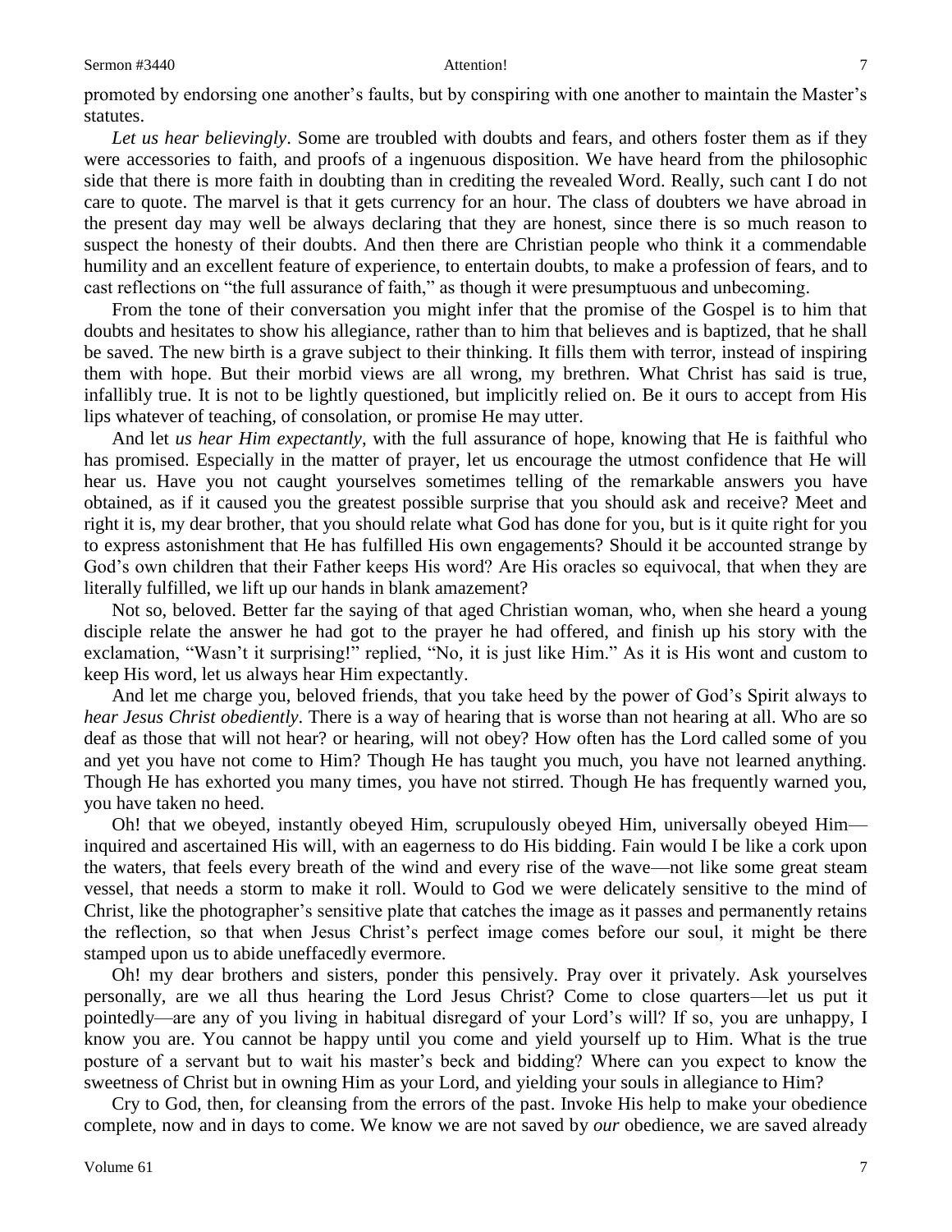promoted by endorsing one another's faults, but by conspiring with one another to maintain the Master's statutes.

*Let us hear believingly*. Some are troubled with doubts and fears, and others foster them as if they were accessories to faith, and proofs of a ingenuous disposition. We have heard from the philosophic side that there is more faith in doubting than in crediting the revealed Word. Really, such cant I do not care to quote. The marvel is that it gets currency for an hour. The class of doubters we have abroad in the present day may well be always declaring that they are honest, since there is so much reason to suspect the honesty of their doubts. And then there are Christian people who think it a commendable humility and an excellent feature of experience, to entertain doubts, to make a profession of fears, and to cast reflections on "the full assurance of faith," as though it were presumptuous and unbecoming.

From the tone of their conversation you might infer that the promise of the Gospel is to him that doubts and hesitates to show his allegiance, rather than to him that believes and is baptized, that he shall be saved. The new birth is a grave subject to their thinking. It fills them with terror, instead of inspiring them with hope. But their morbid views are all wrong, my brethren. What Christ has said is true, infallibly true. It is not to be lightly questioned, but implicitly relied on. Be it ours to accept from His lips whatever of teaching, of consolation, or promise He may utter.

And let *us hear Him expectantly*, with the full assurance of hope, knowing that He is faithful who has promised. Especially in the matter of prayer, let us encourage the utmost confidence that He will hear us. Have you not caught yourselves sometimes telling of the remarkable answers you have obtained, as if it caused you the greatest possible surprise that you should ask and receive? Meet and right it is, my dear brother, that you should relate what God has done for you, but is it quite right for you to express astonishment that He has fulfilled His own engagements? Should it be accounted strange by God's own children that their Father keeps His word? Are His oracles so equivocal, that when they are literally fulfilled, we lift up our hands in blank amazement?

Not so, beloved. Better far the saying of that aged Christian woman, who, when she heard a young disciple relate the answer he had got to the prayer he had offered, and finish up his story with the exclamation, "Wasn't it surprising!" replied, "No, it is just like Him." As it is His wont and custom to keep His word, let us always hear Him expectantly.

And let me charge you, beloved friends, that you take heed by the power of God's Spirit always to *hear Jesus Christ obediently*. There is a way of hearing that is worse than not hearing at all. Who are so deaf as those that will not hear? or hearing, will not obey? How often has the Lord called some of you and yet you have not come to Him? Though He has taught you much, you have not learned anything. Though He has exhorted you many times, you have not stirred. Though He has frequently warned you, you have taken no heed.

Oh! that we obeyed, instantly obeyed Him, scrupulously obeyed Him, universally obeyed Him—inquired and ascertained His will, with an eagerness to do His bidding. Fain would I be like a cork upon the waters, that feels every breath of the wind and every rise of the wave—not like some great steam vessel, that needs a storm to make it roll. Would to God we were delicately sensitive to the mind of Christ, like the photographer's sensitive plate that catches the image as it passes and permanently retains the reflection, so that when Jesus Christ's perfect image comes before our soul, it might be there stamped upon us to abide uneffacedly evermore.

Oh! my dear brothers and sisters, ponder this pensively. Pray over it privately. Ask yourselves personally, are we all thus hearing the Lord Jesus Christ? Come to close quarters—let us put it pointedly—are any of you living in habitual disregard of your Lord's will? If so, you are unhappy, I know you are. You cannot be happy until you come and yield yourself up to Him. What is the true posture of a servant but to wait his master's beck and bidding? Where can you expect to know the sweetness of Christ but in owning Him as your Lord, and yielding your souls in allegiance to Him?

Cry to God, then, for cleansing from the errors of the past. Invoke His help to make your obedience complete, now and in days to come. We know we are not saved by *our* obedience, we are saved already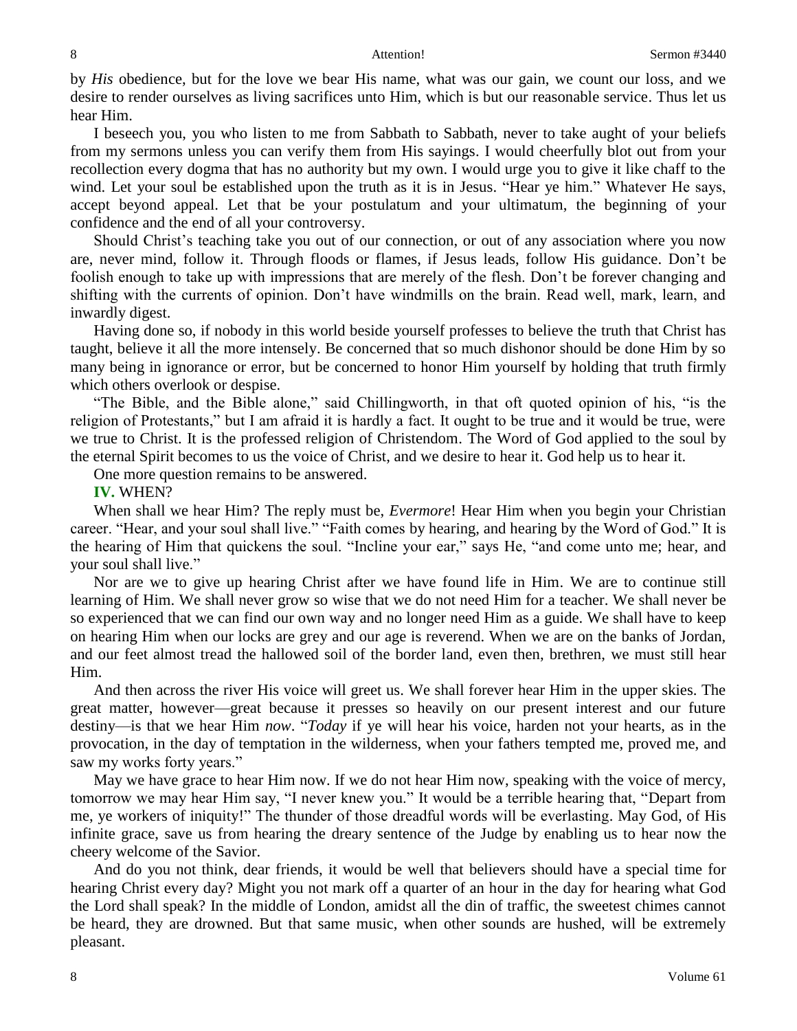by *His* obedience, but for the love we bear His name, what was our gain, we count our loss, and we desire to render ourselves as living sacrifices unto Him, which is but our reasonable service. Thus let us hear Him.

I beseech you, you who listen to me from Sabbath to Sabbath, never to take aught of your beliefs from my sermons unless you can verify them from His sayings. I would cheerfully blot out from your recollection every dogma that has no authority but my own. I would urge you to give it like chaff to the wind. Let your soul be established upon the truth as it is in Jesus. "Hear ye him." Whatever He says, accept beyond appeal. Let that be your postulatum and your ultimatum, the beginning of your confidence and the end of all your controversy.

Should Christ's teaching take you out of our connection, or out of any association where you now are, never mind, follow it. Through floods or flames, if Jesus leads, follow His guidance. Don't be foolish enough to take up with impressions that are merely of the flesh. Don't be forever changing and shifting with the currents of opinion. Don't have windmills on the brain. Read well, mark, learn, and inwardly digest.

Having done so, if nobody in this world beside yourself professes to believe the truth that Christ has taught, believe it all the more intensely. Be concerned that so much dishonor should be done Him by so many being in ignorance or error, but be concerned to honor Him yourself by holding that truth firmly which others overlook or despise.

"The Bible, and the Bible alone," said Chillingworth, in that oft quoted opinion of his, "is the religion of Protestants," but I am afraid it is hardly a fact. It ought to be true and it would be true, were we true to Christ. It is the professed religion of Christendom. The Word of God applied to the soul by the eternal Spirit becomes to us the voice of Christ, and we desire to hear it. God help us to hear it.

One more question remains to be answered.

**IV.** WHEN?

When shall we hear Him? The reply must be, *Evermore*! Hear Him when you begin your Christian career. "Hear, and your soul shall live." "Faith comes by hearing, and hearing by the Word of God." It is the hearing of Him that quickens the soul. "Incline your ear," says He, "and come unto me; hear, and your soul shall live."

Nor are we to give up hearing Christ after we have found life in Him. We are to continue still learning of Him. We shall never grow so wise that we do not need Him for a teacher. We shall never be so experienced that we can find our own way and no longer need Him as a guide. We shall have to keep on hearing Him when our locks are grey and our age is reverend. When we are on the banks of Jordan, and our feet almost tread the hallowed soil of the border land, even then, brethren, we must still hear Him.

And then across the river His voice will greet us. We shall forever hear Him in the upper skies. The great matter, however—great because it presses so heavily on our present interest and our future destiny—is that we hear Him *now*. "*Today* if ye will hear his voice, harden not your hearts, as in the provocation, in the day of temptation in the wilderness, when your fathers tempted me, proved me, and saw my works forty years."

May we have grace to hear Him now. If we do not hear Him now, speaking with the voice of mercy, tomorrow we may hear Him say, "I never knew you." It would be a terrible hearing that, "Depart from me, ye workers of iniquity!" The thunder of those dreadful words will be everlasting. May God, of His infinite grace, save us from hearing the dreary sentence of the Judge by enabling us to hear now the cheery welcome of the Savior.

And do you not think, dear friends, it would be well that believers should have a special time for hearing Christ every day? Might you not mark off a quarter of an hour in the day for hearing what God the Lord shall speak? In the middle of London, amidst all the din of traffic, the sweetest chimes cannot be heard, they are drowned. But that same music, when other sounds are hushed, will be extremely pleasant.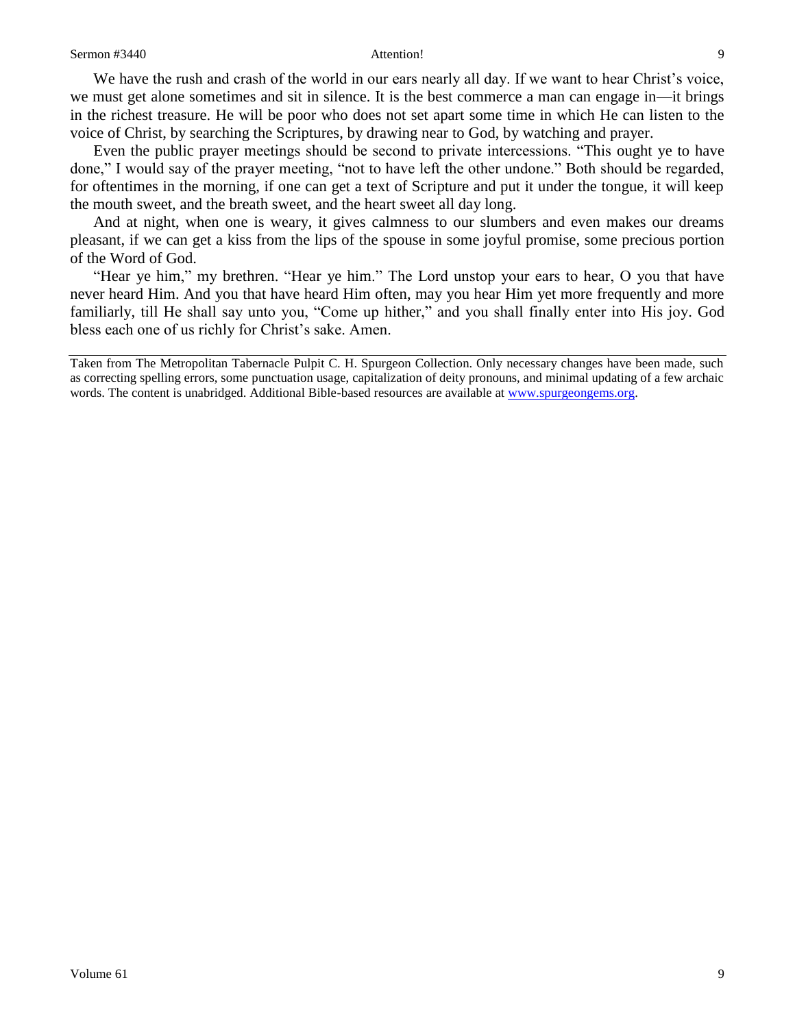We have the rush and crash of the world in our ears nearly all day. If we want to hear Christ's voice, we must get alone sometimes and sit in silence. It is the best commerce a man can engage in—it brings in the richest treasure. He will be poor who does not set apart some time in which He can listen to the voice of Christ, by searching the Scriptures, by drawing near to God, by watching and prayer.

Even the public prayer meetings should be second to private intercessions. "This ought ye to have done," I would say of the prayer meeting, "not to have left the other undone." Both should be regarded, for oftentimes in the morning, if one can get a text of Scripture and put it under the tongue, it will keep the mouth sweet, and the breath sweet, and the heart sweet all day long.

And at night, when one is weary, it gives calmness to our slumbers and even makes our dreams pleasant, if we can get a kiss from the lips of the spouse in some joyful promise, some precious portion of the Word of God.

"Hear ye him," my brethren. "Hear ye him." The Lord unstop your ears to hear, O you that have never heard Him. And you that have heard Him often, may you hear Him yet more frequently and more familiarly, till He shall say unto you, "Come up hither," and you shall finally enter into His joy. God bless each one of us richly for Christ's sake. Amen.

---

Taken from The Metropolitan Tabernacle Pulpit C. H. Spurgeon Collection. Only necessary changes have been made, such as correcting spelling errors, some punctuation usage, capitalization of deity pronouns, and minimal updating of a few archaic words. The content is unabridged. Additional Bible-based resources are available at www.spurgeongems.org.